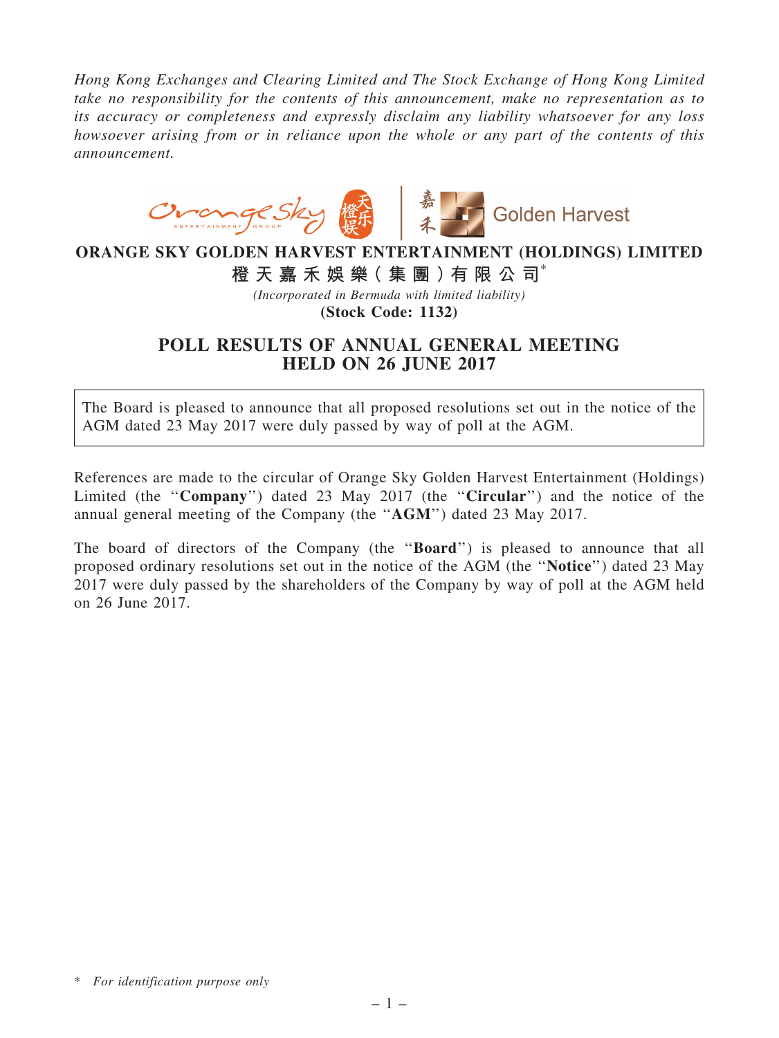*Hong Kong Exchanges and Clearing Limited and The Stock Exchange of Hong Kong Limited take no responsibility for the contents of this announcement, make no representation as to its accuracy or completeness and expressly disclaim any liability whatsoever for any loss howsoever arising from or in reliance upon the whole or any part of the contents of this announcement.*

**ORANGE SKY GOLDEN HARVEST ENTERTAINMENT (HOLDINGS) LIMITED**

**橙天嘉禾娛樂（集團）有限公司***

*(Incorporated in Bermuda with limited liability)*

**(Stock Code: 1132)**

# POLL RESULTS OF ANNUAL GENERAL MEETING HELD ON 26 JUNE 2017

The Board is pleased to announce that all proposed resolutions set out in the notice of the AGM dated 23 May 2017 were duly passed by way of poll at the AGM.

References are made to the circular of Orange Sky Golden Harvest Entertainment (Holdings) Limited (the "**Company**") dated 23 May 2017 (the "**Circular**") and the notice of the annual general meeting of the Company (the "**AGM**") dated 23 May 2017.

The board of directors of the Company (the "**Board**") is pleased to announce that all proposed ordinary resolutions set out in the notice of the AGM (the "**Notice**") dated 23 May 2017 were duly passed by the shareholders of the Company by way of poll at the AGM held on 26 June 2017.

\* *For identification purpose only*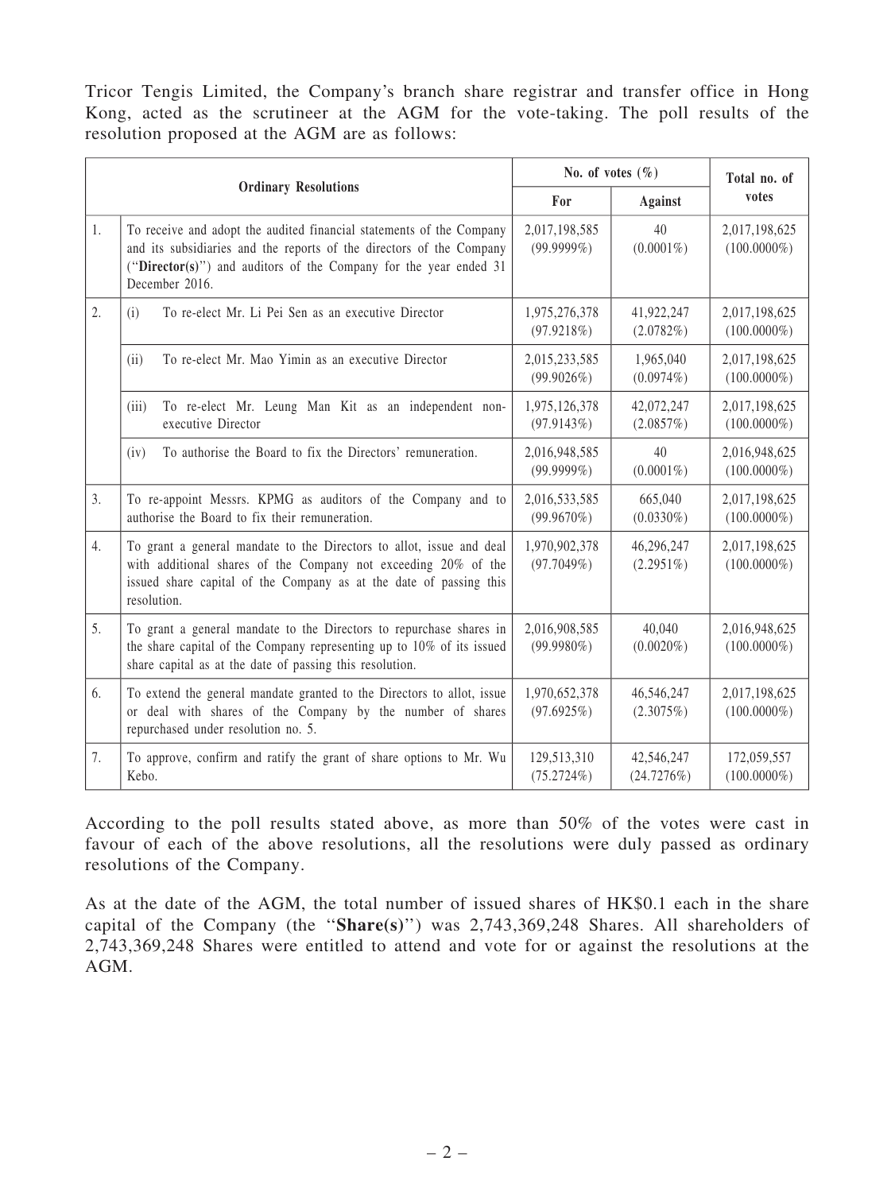Tricor Tengis Limited, the Company's branch share registrar and transfer office in Hong Kong, acted as the scrutineer at the AGM for the vote-taking. The poll results of the resolution proposed at the AGM are as follows:

| Ordinary Resolutions | | No. of votes (%) | | Total no. of votes |
|---|---|---|---|---|
| | | For | Against | |
| 1. | To receive and adopt the audited financial statements of the Company and its subsidiaries and the reports of the directors of the Company ("**Director(s)**") and auditors of the Company for the year ended 31 December 2016. | 2,017,198,585 (99.9999%) | 40 (0.0001%) | 2,017,198,625 (100.0000%) |
| 2. | (i) To re-elect Mr. Li Pei Sen as an executive Director | 1,975,276,378 (97.9218%) | 41,922,247 (2.0782%) | 2,017,198,625 (100.0000%) |
| | (ii) To re-elect Mr. Mao Yimin as an executive Director | 2,015,233,585 (99.9026%) | 1,965,040 (0.0974%) | 2,017,198,625 (100.0000%) |
| | (iii) To re-elect Mr. Leung Man Kit as an independent non-executive Director | 1,975,126,378 (97.9143%) | 42,072,247 (2.0857%) | 2,017,198,625 (100.0000%) |
| | (iv) To authorise the Board to fix the Directors' remuneration. | 2,016,948,585 (99.9999%) | 40 (0.0001%) | 2,016,948,625 (100.0000%) |
| 3. | To re-appoint Messrs. KPMG as auditors of the Company and to authorise the Board to fix their remuneration. | 2,016,533,585 (99.9670%) | 665,040 (0.0330%) | 2,017,198,625 (100.0000%) |
| 4. | To grant a general mandate to the Directors to allot, issue and deal with additional shares of the Company not exceeding 20% of the issued share capital of the Company as at the date of passing this resolution. | 1,970,902,378 (97.7049%) | 46,296,247 (2.2951%) | 2,017,198,625 (100.0000%) |
| 5. | To grant a general mandate to the Directors to repurchase shares in the share capital of the Company representing up to 10% of its issued share capital as at the date of passing this resolution. | 2,016,908,585 (99.9980%) | 40,040 (0.0020%) | 2,016,948,625 (100.0000%) |
| 6. | To extend the general mandate granted to the Directors to allot, issue or deal with shares of the Company by the number of shares repurchased under resolution no. 5. | 1,970,652,378 (97.6925%) | 46,546,247 (2.3075%) | 2,017,198,625 (100.0000%) |
| 7. | To approve, confirm and ratify the grant of share options to Mr. Wu Kebo. | 129,513,310 (75.2724%) | 42,546,247 (24.7276%) | 172,059,557 (100.0000%) |

According to the poll results stated above, as more than 50% of the votes were cast in favour of each of the above resolutions, all the resolutions were duly passed as ordinary resolutions of the Company.

As at the date of the AGM, the total number of issued shares of HK$0.1 each in the share capital of the Company (the "**Share(s)**") was 2,743,369,248 Shares. All shareholders of 2,743,369,248 Shares were entitled to attend and vote for or against the resolutions at the AGM.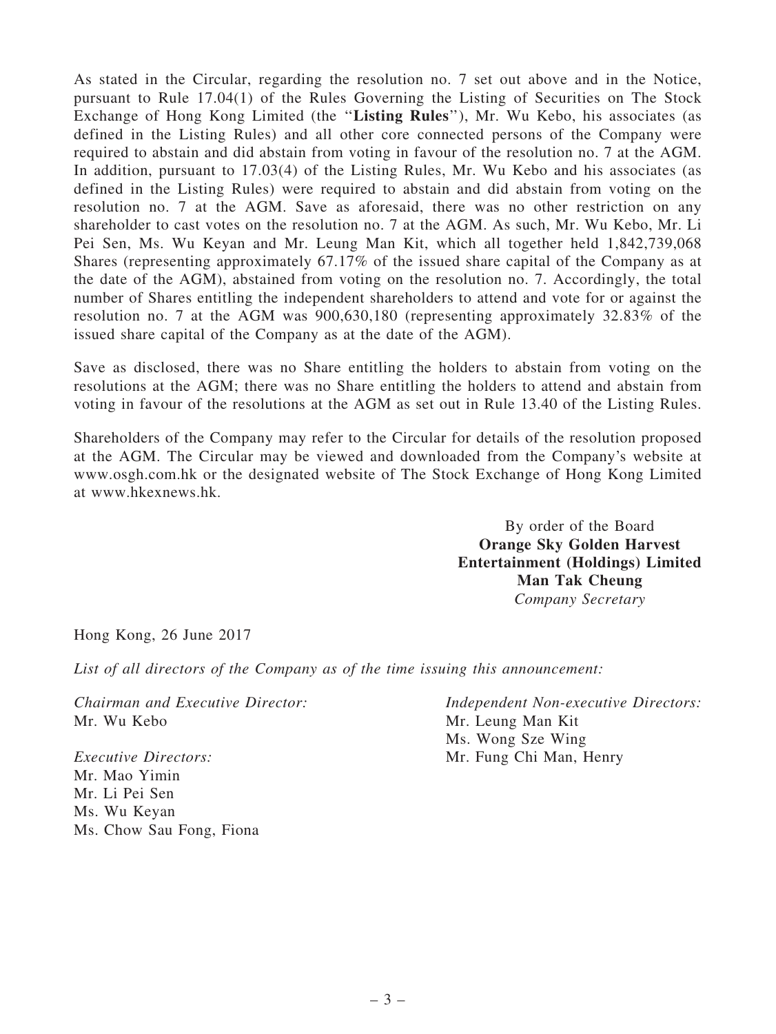As stated in the Circular, regarding the resolution no. 7 set out above and in the Notice, pursuant to Rule 17.04(1) of the Rules Governing the Listing of Securities on The Stock Exchange of Hong Kong Limited (the "**Listing Rules**"), Mr. Wu Kebo, his associates (as defined in the Listing Rules) and all other core connected persons of the Company were required to abstain and did abstain from voting in favour of the resolution no. 7 at the AGM. In addition, pursuant to 17.03(4) of the Listing Rules, Mr. Wu Kebo and his associates (as defined in the Listing Rules) were required to abstain and did abstain from voting on the resolution no. 7 at the AGM. Save as aforesaid, there was no other restriction on any shareholder to cast votes on the resolution no. 7 at the AGM. As such, Mr. Wu Kebo, Mr. Li Pei Sen, Ms. Wu Keyan and Mr. Leung Man Kit, which all together held 1,842,739,068 Shares (representing approximately 67.17% of the issued share capital of the Company as at the date of the AGM), abstained from voting on the resolution no. 7. Accordingly, the total number of Shares entitling the independent shareholders to attend and vote for or against the resolution no. 7 at the AGM was 900,630,180 (representing approximately 32.83% of the issued share capital of the Company as at the date of the AGM).

Save as disclosed, there was no Share entitling the holders to abstain from voting on the resolutions at the AGM; there was no Share entitling the holders to attend and abstain from voting in favour of the resolutions at the AGM as set out in Rule 13.40 of the Listing Rules.

Shareholders of the Company may refer to the Circular for details of the resolution proposed at the AGM. The Circular may be viewed and downloaded from the Company's website at www.osgh.com.hk or the designated website of The Stock Exchange of Hong Kong Limited at www.hkexnews.hk.

By order of the Board
**Orange Sky Golden Harvest Entertainment (Holdings) Limited**
**Man Tak Cheung**
*Company Secretary*

Hong Kong, 26 June 2017

*List of all directors of the Company as of the time issuing this announcement:*

*Chairman and Executive Director:*
Mr. Wu Kebo

*Executive Directors:*
Mr. Mao Yimin
Mr. Li Pei Sen
Ms. Wu Keyan
Ms. Chow Sau Fong, Fiona

*Independent Non-executive Directors:*
Mr. Leung Man Kit
Ms. Wong Sze Wing
Mr. Fung Chi Man, Henry